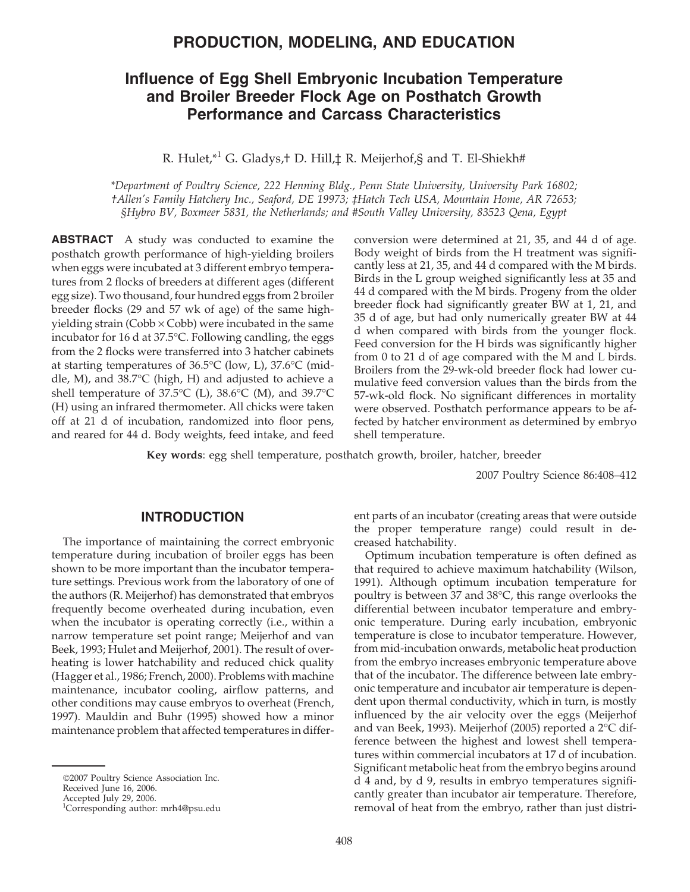# PRODUCTION, MODELING, AND EDUCATION

## Influence of Egg Shell Embryonic Incubation Temperature and Broiler Breeder Flock Age on Posthatch Growth Performance and Carcass Characteristics

R. Hulet,*[1] G. Gladys,† D. Hill,‡ R. Meijerhof,§ and T. El-Shiekh#

*Department of Poultry Science, 222 Henning Bldg., Penn State University, University Park 16802; †Allen's Family Hatchery Inc., Seaford, DE 19973; ‡Hatch Tech USA, Mountain Home, AR 72653; §Hybro BV, Boxmeer 5831, the Netherlands; and #South Valley University, 83523 Qena, Egypt

**ABSTRACT** A study was conducted to examine the posthatch growth performance of high-yielding broilers when eggs were incubated at 3 different embryo temperatures from 2 flocks of breeders at different ages (different egg size). Two thousand, four hundred eggs from 2 broiler breeder flocks (29 and 57 wk of age) of the same high-yielding strain (Cobb × Cobb) were incubated in the same incubator for 16 d at 37.5°C. Following candling, the eggs from the 2 flocks were transferred into 3 hatcher cabinets at starting temperatures of 36.5°C (low, L), 37.6°C (middle, M), and 38.7°C (high, H) and adjusted to achieve a shell temperature of 37.5°C (L), 38.6°C (M), and 39.7°C (H) using an infrared thermometer. All chicks were taken off at 21 d of incubation, randomized into floor pens, and reared for 44 d. Body weights, feed intake, and feed conversion were determined at 21, 35, and 44 d of age. Body weight of birds from the H treatment was significantly less at 21, 35, and 44 d compared with the M birds. Birds in the L group weighed significantly less at 35 and 44 d compared with the M birds. Progeny from the older breeder flock had significantly greater BW at 1, 21, and 35 d of age, but had only numerically greater BW at 44 d when compared with birds from the younger flock. Feed conversion for the H birds was significantly higher from 0 to 21 d of age compared with the M and L birds. Broilers from the 29-wk-old breeder flock had lower cumulative feed conversion values than the birds from the 57-wk-old flock. No significant differences in mortality were observed. Posthatch performance appears to be affected by hatcher environment as determined by embryo shell temperature.

**Key words**: egg shell temperature, posthatch growth, broiler, hatcher, breeder

2007 Poultry Science 86:408–412

## INTRODUCTION

The importance of maintaining the correct embryonic temperature during incubation of broiler eggs has been shown to be more important than the incubator temperature settings. Previous work from the laboratory of one of the authors (R. Meijerhof) has demonstrated that embryos frequently become overheated during incubation, even when the incubator is operating correctly (i.e., within a narrow temperature set point range; Meijerhof and van Beek, 1993; Hulet and Meijerhof, 2001). The result of overheating is lower hatchability and reduced chick quality (Hagger et al., 1986; French, 2000). Problems with machine maintenance, incubator cooling, airflow patterns, and other conditions may cause embryos to overheat (French, 1997). Mauldin and Buhr (1995) showed how a minor maintenance problem that affected temperatures in different parts of an incubator (creating areas that were outside the proper temperature range) could result in decreased hatchability.

Optimum incubation temperature is often defined as that required to achieve maximum hatchability (Wilson, 1991). Although optimum incubation temperature for poultry is between 37 and 38°C, this range overlooks the differential between incubator temperature and embryonic temperature. During early incubation, embryonic temperature is close to incubator temperature. However, from mid-incubation onwards, metabolic heat production from the embryo increases embryonic temperature above that of the incubator. The difference between late embryonic temperature and incubator air temperature is dependent upon thermal conductivity, which in turn, is mostly influenced by the air velocity over the eggs (Meijerhof and van Beek, 1993). Meijerhof (2005) reported a 2°C difference between the highest and lowest shell temperatures within commercial incubators at 17 d of incubation. Significant metabolic heat from the embryo begins around d 4 and, by d 9, results in embryo temperatures significantly greater than incubator air temperature. Therefore, removal of heat from the embryo, rather than just distri-

©2007 Poultry Science Association Inc.
Received June 16, 2006.
Accepted July 29, 2006.
[1]Corresponding author: mrh4@psu.edu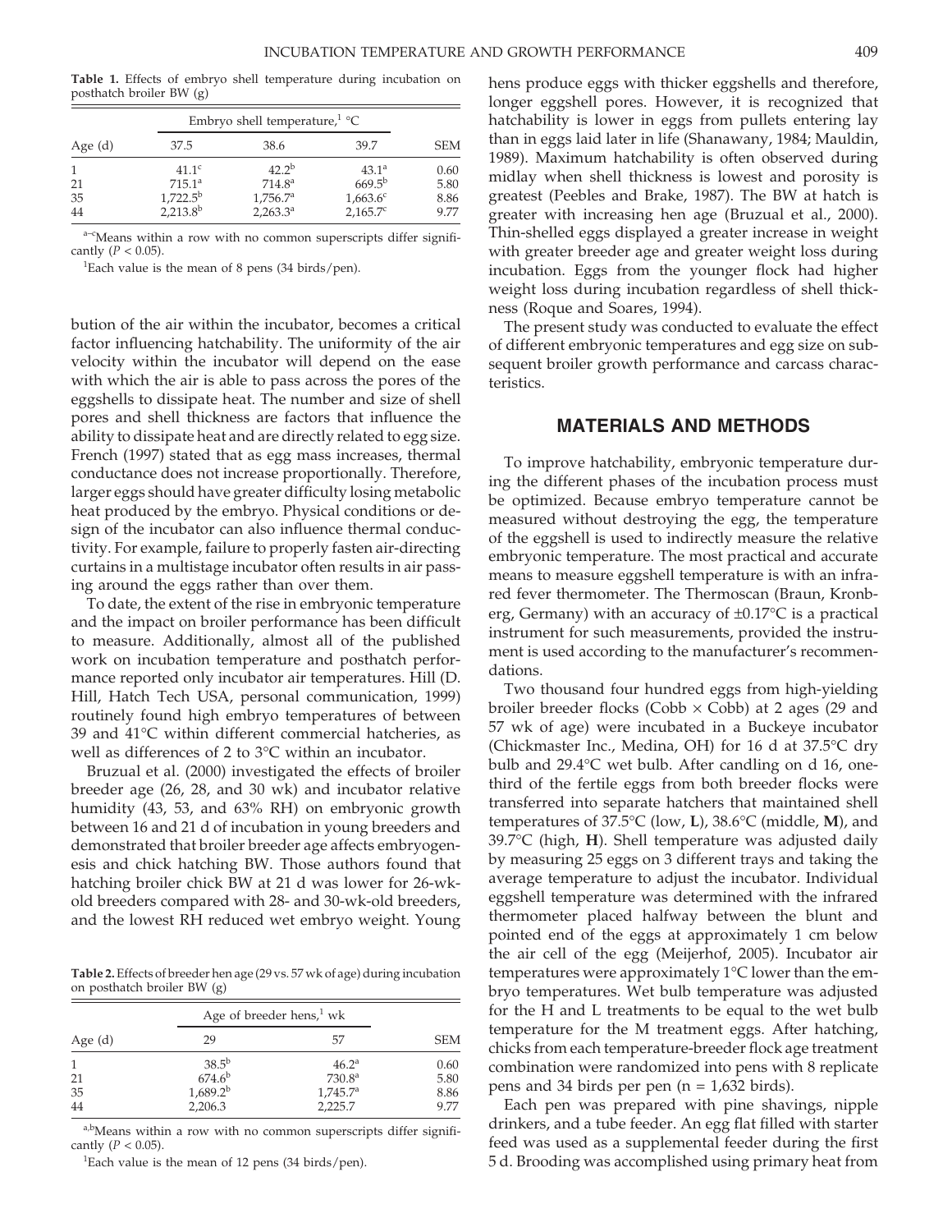**Table 1.** Effects of embryo shell temperature during incubation on posthatch broiler BW (g)

| Age (d) | Embryo shell temperature,[1] °C | | | SEM |
|---|---|---|---|---|
| | 37.5 | 38.6 | 39.7 | |
| 1 | 41.1[c] | 42.2[b] | 43.1[a] | 0.60 |
| 21 | 715.1[a] | 714.8[a] | 669.5[b] | 5.80 |
| 35 | 1,722.5[b] | 1,756.7[a] | 1,663.6[c] | 8.86 |
| 44 | 2,213.8[b] | 2,263.3[a] | 2,165.7[c] | 9.77 |

[a–c]Means within a row with no common superscripts differ significantly ($P < 0.05$).

[1]Each value is the mean of 8 pens (34 birds/pen).

bution of the air within the incubator, becomes a critical factor influencing hatchability. The uniformity of the air velocity within the incubator will depend on the ease with which the air is able to pass across the pores of the eggshells to dissipate heat. The number and size of shell pores and shell thickness are factors that influence the ability to dissipate heat and are directly related to egg size. French (1997) stated that as egg mass increases, thermal conductance does not increase proportionally. Therefore, larger eggs should have greater difficulty losing metabolic heat produced by the embryo. Physical conditions or design of the incubator can also influence thermal conductivity. For example, failure to properly fasten air-directing curtains in a multistage incubator often results in air passing around the eggs rather than over them.

To date, the extent of the rise in embryonic temperature and the impact on broiler performance has been difficult to measure. Additionally, almost all of the published work on incubation temperature and posthatch performance reported only incubator air temperatures. Hill (D. Hill, Hatch Tech USA, personal communication, 1999) routinely found high embryo temperatures of between 39 and 41°C within different commercial hatcheries, as well as differences of 2 to 3°C within an incubator.

Bruzual et al. (2000) investigated the effects of broiler breeder age (26, 28, and 30 wk) and incubator relative humidity (43, 53, and 63% RH) on embryonic growth between 16 and 21 d of incubation in young breeders and demonstrated that broiler breeder age affects embryogenesis and chick hatching BW. Those authors found that hatching broiler chick BW at 21 d was lower for 26-wk-old breeders compared with 28- and 30-wk-old breeders, and the lowest RH reduced wet embryo weight. Young hens produce eggs with thicker eggshells and therefore, longer eggshell pores. However, it is recognized that hatchability is lower in eggs from pullets entering lay than in eggs laid later in life (Shanawany, 1984; Mauldin, 1989). Maximum hatchability is often observed during midlay when shell thickness is lowest and porosity is greatest (Peebles and Brake, 1987). The BW at hatch is greater with increasing hen age (Bruzual et al., 2000). Thin-shelled eggs displayed a greater increase in weight with greater breeder age and greater weight loss during incubation. Eggs from the younger flock had higher weight loss during incubation regardless of shell thickness (Roque and Soares, 1994).

**Table 2.** Effects of breeder hen age (29 vs. 57 wk of age) during incubation on posthatch broiler BW (g)

| Age (d) | Age of breeder hens,[1] wk | | SEM |
|---|---|---|---|
| | 29 | 57 | |
| 1 | 38.5[b] | 46.2[a] | 0.60 |
| 21 | 674.6[b] | 730.8[a] | 5.80 |
| 35 | 1,689.2[b] | 1,745.7[a] | 8.86 |
| 44 | 2,206.3 | 2,225.7 | 9.77 |

[a,b]Means within a row with no common superscripts differ significantly ($P < 0.05$).

[1]Each value is the mean of 12 pens (34 birds/pen).

The present study was conducted to evaluate the effect of different embryonic temperatures and egg size on subsequent broiler growth performance and carcass characteristics.

## MATERIALS AND METHODS

To improve hatchability, embryonic temperature during the different phases of the incubation process must be optimized. Because embryo temperature cannot be measured without destroying the egg, the temperature of the eggshell is used to indirectly measure the relative embryonic temperature. The most practical and accurate means to measure eggshell temperature is with an infrared fever thermometer. The Thermoscan (Braun, Kronberg, Germany) with an accuracy of ±0.17°C is a practical instrument for such measurements, provided the instrument is used according to the manufacturer's recommendations.

Two thousand four hundred eggs from high-yielding broiler breeder flocks (Cobb × Cobb) at 2 ages (29 and 57 wk of age) were incubated in a Buckeye incubator (Chickmaster Inc., Medina, OH) for 16 d at 37.5°C dry bulb and 29.4°C wet bulb. After candling on d 16, one-third of the fertile eggs from both breeder flocks were transferred into separate hatchers that maintained shell temperatures of 37.5°C (low, **L**), 38.6°C (middle, **M**), and 39.7°C (high, **H**). Shell temperature was adjusted daily by measuring 25 eggs on 3 different trays and taking the average temperature to adjust the incubator. Individual eggshell temperature was determined with the infrared thermometer placed halfway between the blunt and pointed end of the eggs at approximately 1 cm below the air cell of the egg (Meijerhof, 2005). Incubator air temperatures were approximately 1°C lower than the embryo temperatures. Wet bulb temperature was adjusted for the H and L treatments to be equal to the wet bulb temperature for the M treatment eggs. After hatching, chicks from each temperature-breeder flock age treatment combination were randomized into pens with 8 replicate pens and 34 birds per pen (n = 1,632 birds).

Each pen was prepared with pine shavings, nipple drinkers, and a tube feeder. An egg flat filled with starter feed was used as a supplemental feeder during the first 5 d. Brooding was accomplished using primary heat from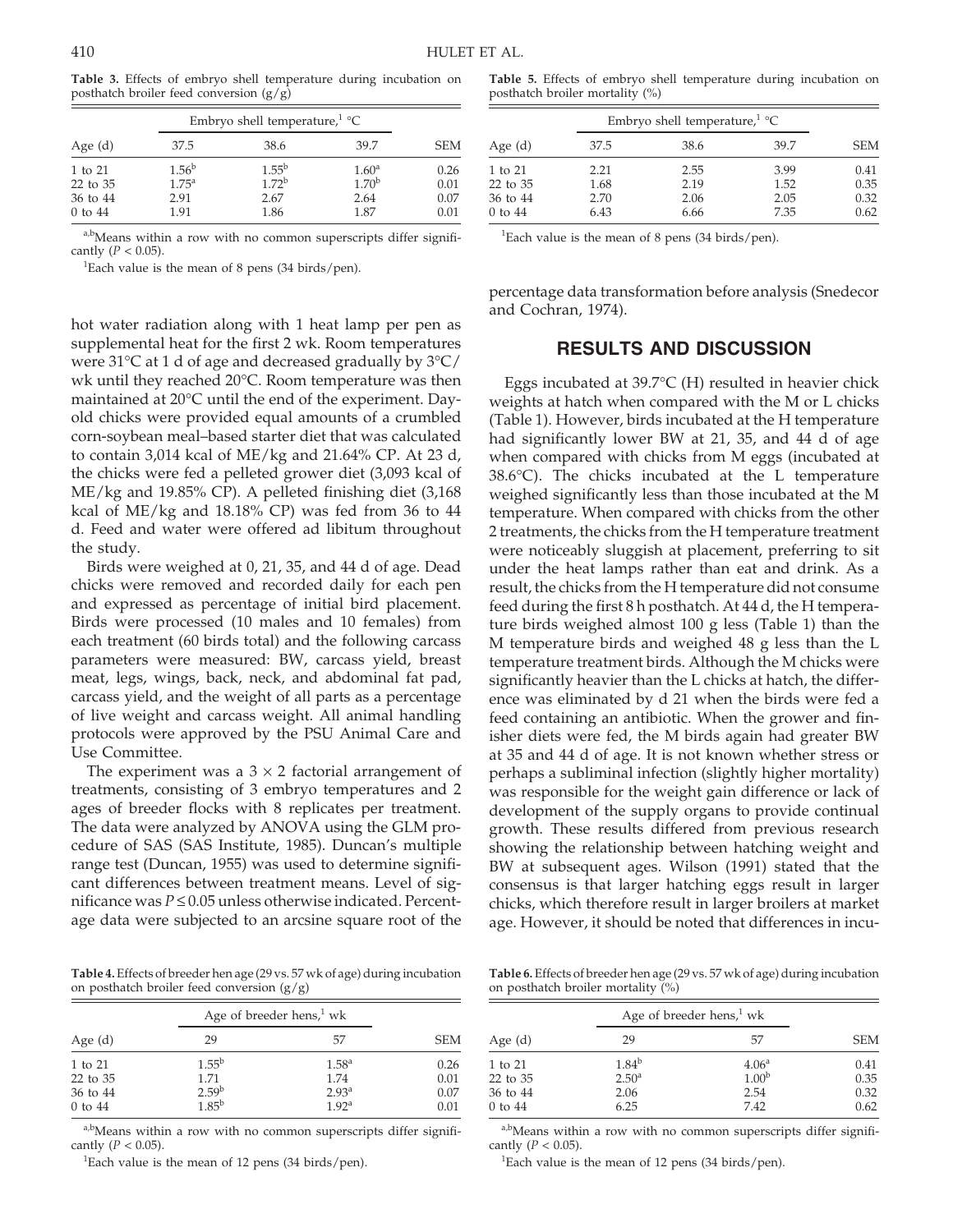**Table 3.** Effects of embryo shell temperature during incubation on posthatch broiler feed conversion (g/g)

| | Embryo shell temperature,[1] °C | | | |
|---|---|---|---|---|
| Age (d) | 37.5 | 38.6 | 39.7 | SEM |
| 1 to 21 | 1.56[b] | 1.55[b] | 1.60[a] | 0.26 |
| 22 to 35 | 1.75[a] | 1.72[b] | 1.70[b] | 0.01 |
| 36 to 44 | 2.91 | 2.67 | 2.64 | 0.07 |
| 0 to 44 | 1.91 | 1.86 | 1.87 | 0.01 |

[a,b]Means within a row with no common superscripts differ significantly ($P < 0.05$).

[1]Each value is the mean of 8 pens (34 birds/pen).

**Table 5.** Effects of embryo shell temperature during incubation on posthatch broiler mortality (%)

| | Embryo shell temperature,[1] °C | | | |
|---|---|---|---|---|
| Age (d) | 37.5 | 38.6 | 39.7 | SEM |
| 1 to 21 | 2.21 | 2.55 | 3.99 | 0.41 |
| 22 to 35 | 1.68 | 2.19 | 1.52 | 0.35 |
| 36 to 44 | 2.70 | 2.06 | 2.05 | 0.32 |
| 0 to 44 | 6.43 | 6.66 | 7.35 | 0.62 |

[1]Each value is the mean of 8 pens (34 birds/pen).

hot water radiation along with 1 heat lamp per pen as supplemental heat for the first 2 wk. Room temperatures were 31°C at 1 d of age and decreased gradually by 3°C/wk until they reached 20°C. Room temperature was then maintained at 20°C until the end of the experiment. Day-old chicks were provided equal amounts of a crumbled corn-soybean meal–based starter diet that was calculated to contain 3,014 kcal of ME/kg and 21.64% CP. At 23 d, the chicks were fed a pelleted grower diet (3,093 kcal of ME/kg and 19.85% CP). A pelleted finishing diet (3,168 kcal of ME/kg and 18.18% CP) was fed from 36 to 44 d. Feed and water were offered ad libitum throughout the study.

Birds were weighed at 0, 21, 35, and 44 d of age. Dead chicks were removed and recorded daily for each pen and expressed as percentage of initial bird placement. Birds were processed (10 males and 10 females) from each treatment (60 birds total) and the following carcass parameters were measured: BW, carcass yield, breast meat, legs, wings, back, neck, and abdominal fat pad, carcass yield, and the weight of all parts as a percentage of live weight and carcass weight. All animal handling protocols were approved by the PSU Animal Care and Use Committee.

The experiment was a $3 \times 2$ factorial arrangement of treatments, consisting of 3 embryo temperatures and 2 ages of breeder flocks with 8 replicates per treatment. The data were analyzed by ANOVA using the GLM procedure of SAS (SAS Institute, 1985). Duncan's multiple range test (Duncan, 1955) was used to determine significant differences between treatment means. Level of significance was $P \leq 0.05$ unless otherwise indicated. Percentage data were subjected to an arcsine square root of the percentage data transformation before analysis (Snedecor and Cochran, 1974).

## RESULTS AND DISCUSSION

Eggs incubated at 39.7°C (H) resulted in heavier chick weights at hatch when compared with the M or L chicks (Table 1). However, birds incubated at the H temperature had significantly lower BW at 21, 35, and 44 d of age when compared with chicks from M eggs (incubated at 38.6°C). The chicks incubated at the L temperature weighed significantly less than those incubated at the M temperature. When compared with chicks from the other 2 treatments, the chicks from the H temperature treatment were noticeably sluggish at placement, preferring to sit under the heat lamps rather than eat and drink. As a result, the chicks from the H temperature did not consume feed during the first 8 h posthatch. At 44 d, the H temperature birds weighed almost 100 g less (Table 1) than the M temperature birds and weighed 48 g less than the L temperature treatment birds. Although the M chicks were significantly heavier than the L chicks at hatch, the difference was eliminated by d 21 when the birds were fed a feed containing an antibiotic. When the grower and finisher diets were fed, the M birds again had greater BW at 35 and 44 d of age. It is not known whether stress or perhaps a subliminal infection (slightly higher mortality) was responsible for the weight gain difference or lack of development of the supply organs to provide continual growth. These results differed from previous research showing the relationship between hatching weight and BW at subsequent ages. Wilson (1991) stated that the consensus is that larger hatching eggs result in larger chicks, which therefore result in larger broilers at market age. However, it should be noted that differences in incu-

**Table 4.** Effects of breeder hen age (29 vs. 57 wk of age) during incubation on posthatch broiler feed conversion (g/g)

| | Age of breeder hens,[1] wk | | |
|---|---|---|---|
| Age (d) | 29 | 57 | SEM |
| 1 to 21 | 1.55[b] | 1.58[a] | 0.26 |
| 22 to 35 | 1.71 | 1.74 | 0.01 |
| 36 to 44 | 2.59[b] | 2.93[a] | 0.07 |
| 0 to 44 | 1.85[b] | 1.92[a] | 0.01 |

[a,b]Means within a row with no common superscripts differ significantly ($P < 0.05$).

[1]Each value is the mean of 12 pens (34 birds/pen).

**Table 6.** Effects of breeder hen age (29 vs. 57 wk of age) during incubation on posthatch broiler mortality (%)

| | Age of breeder hens,[1] wk | | |
|---|---|---|---|
| Age (d) | 29 | 57 | SEM |
| 1 to 21 | 1.84[b] | 4.06[a] | 0.41 |
| 22 to 35 | 2.50[a] | 1.00[b] | 0.35 |
| 36 to 44 | 2.06 | 2.54 | 0.32 |
| 0 to 44 | 6.25 | 7.42 | 0.62 |

[a,b]Means within a row with no common superscripts differ significantly ($P < 0.05$).

[1]Each value is the mean of 12 pens (34 birds/pen).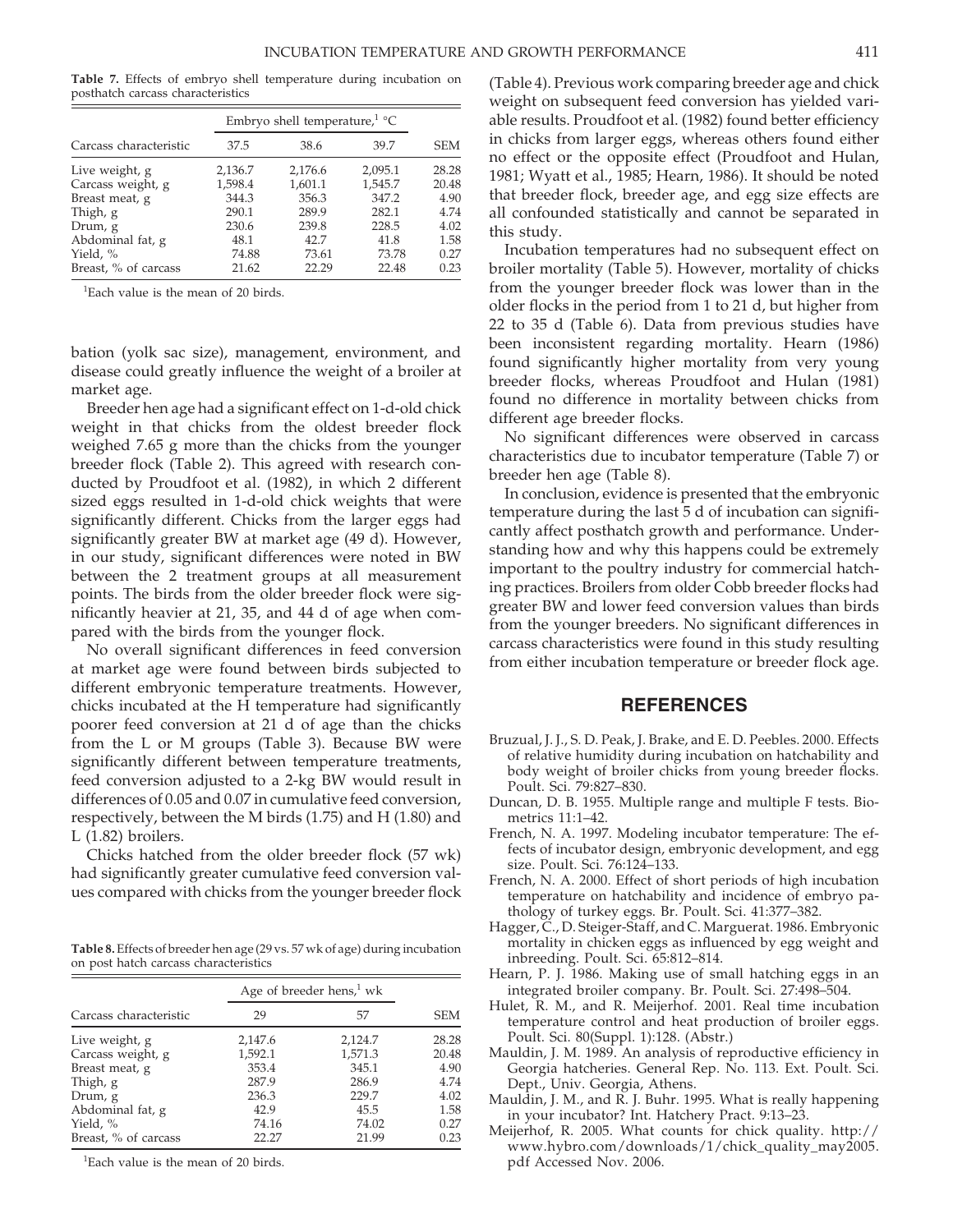**Table 7.** Effects of embryo shell temperature during incubation on posthatch carcass characteristics

| Carcass characteristic | Embryo shell temperature,[1] °C | | | SEM |
|---|---|---|---|---|
| | 37.5 | 38.6 | 39.7 | |
| Live weight, g | 2,136.7 | 2,176.6 | 2,095.1 | 28.28 |
| Carcass weight, g | 1,598.4 | 1,601.1 | 1,545.7 | 20.48 |
| Breast meat, g | 344.3 | 356.3 | 347.2 | 4.90 |
| Thigh, g | 290.1 | 289.9 | 282.1 | 4.74 |
| Drum, g | 230.6 | 239.8 | 228.5 | 4.02 |
| Abdominal fat, g | 48.1 | 42.7 | 41.8 | 1.58 |
| Yield, % | 74.88 | 73.61 | 73.78 | 0.27 |
| Breast, % of carcass | 21.62 | 22.29 | 22.48 | 0.23 |

[1]Each value is the mean of 20 birds.

bation (yolk sac size), management, environment, and disease could greatly influence the weight of a broiler at market age.

Breeder hen age had a significant effect on 1-d-old chick weight in that chicks from the oldest breeder flock weighed 7.65 g more than the chicks from the younger breeder flock (Table 2). This agreed with research conducted by Proudfoot et al. (1982), in which 2 different sized eggs resulted in 1-d-old chick weights that were significantly different. Chicks from the larger eggs had significantly greater BW at market age (49 d). However, in our study, significant differences were noted in BW between the 2 treatment groups at all measurement points. The birds from the older breeder flock were significantly heavier at 21, 35, and 44 d of age when compared with the birds from the younger flock.

No overall significant differences in feed conversion at market age were found between birds subjected to different embryonic temperature treatments. However, chicks incubated at the H temperature had significantly poorer feed conversion at 21 d of age than the chicks from the L or M groups (Table 3). Because BW were significantly different between temperature treatments, feed conversion adjusted to a 2-kg BW would result in differences of 0.05 and 0.07 in cumulative feed conversion, respectively, between the M birds (1.75) and H (1.80) and L (1.82) broilers.

Chicks hatched from the older breeder flock (57 wk) had significantly greater cumulative feed conversion values compared with chicks from the younger breeder flock (Table 4). Previous work comparing breeder age and chick weight on subsequent feed conversion has yielded variable results. Proudfoot et al. (1982) found better efficiency in chicks from larger eggs, whereas others found either no effect or the opposite effect (Proudfoot and Hulan, 1981; Wyatt et al., 1985; Hearn, 1986). It should be noted that breeder flock, breeder age, and egg size effects are all confounded statistically and cannot be separated in this study.

Incubation temperatures had no subsequent effect on broiler mortality (Table 5). However, mortality of chicks from the younger breeder flock was lower than in the older flocks in the period from 1 to 21 d, but higher from 22 to 35 d (Table 6). Data from previous studies have been inconsistent regarding mortality. Hearn (1986) found significantly higher mortality from very young breeder flocks, whereas Proudfoot and Hulan (1981) found no difference in mortality between chicks from different age breeder flocks.

No significant differences were observed in carcass characteristics due to incubator temperature (Table 7) or breeder hen age (Table 8).

In conclusion, evidence is presented that the embryonic temperature during the last 5 d of incubation can significantly affect posthatch growth and performance. Understanding how and why this happens could be extremely important to the poultry industry for commercial hatching practices. Broilers from older Cobb breeder flocks had greater BW and lower feed conversion values than birds from the younger breeders. No significant differences in carcass characteristics were found in this study resulting from either incubation temperature or breeder flock age.

**Table 8.** Effects of breeder hen age (29 vs. 57 wk of age) during incubation on post hatch carcass characteristics

| Carcass characteristic | Age of breeder hens,[1] wk | | SEM |
|---|---|---|---|
| | 29 | 57 | |
| Live weight, g | 2,147.6 | 2,124.7 | 28.28 |
| Carcass weight, g | 1,592.1 | 1,571.3 | 20.48 |
| Breast meat, g | 353.4 | 345.1 | 4.90 |
| Thigh, g | 287.9 | 286.9 | 4.74 |
| Drum, g | 236.3 | 229.7 | 4.02 |
| Abdominal fat, g | 42.9 | 45.5 | 1.58 |
| Yield, % | 74.16 | 74.02 | 0.27 |
| Breast, % of carcass | 22.27 | 21.99 | 0.23 |

[1]Each value is the mean of 20 birds.

## REFERENCES

Bruzual, J. J., S. D. Peak, J. Brake, and E. D. Peebles. 2000. Effects of relative humidity during incubation on hatchability and body weight of broiler chicks from young breeder flocks. Poult. Sci. 79:827–830.

Duncan, D. B. 1955. Multiple range and multiple F tests. Biometrics 11:1–42.

French, N. A. 1997. Modeling incubator temperature: The effects of incubator design, embryonic development, and egg size. Poult. Sci. 76:124–133.

French, N. A. 2000. Effect of short periods of high incubation temperature on hatchability and incidence of embryo pathology of turkey eggs. Br. Poult. Sci. 41:377–382.

Hagger, C., D. Steiger-Staff, and C. Marguerat. 1986. Embryonic mortality in chicken eggs as influenced by egg weight and inbreeding. Poult. Sci. 65:812–814.

Hearn, P. J. 1986. Making use of small hatching eggs in an integrated broiler company. Br. Poult. Sci. 27:498–504.

Hulet, R. M., and R. Meijerhof. 2001. Real time incubation temperature control and heat production of broiler eggs. Poult. Sci. 80(Suppl. 1):128. (Abstr.)

Mauldin, J. M. 1989. An analysis of reproductive efficiency in Georgia hatcheries. General Rep. No. 113. Ext. Poult. Sci. Dept., Univ. Georgia, Athens.

Mauldin, J. M., and R. J. Buhr. 1995. What is really happening in your incubator? Int. Hatchery Pract. 9:13–23.

Meijerhof, R. 2005. What counts for chick quality. http://www.hybro.com/downloads/1/chick_quality_may2005.pdf Accessed Nov. 2006.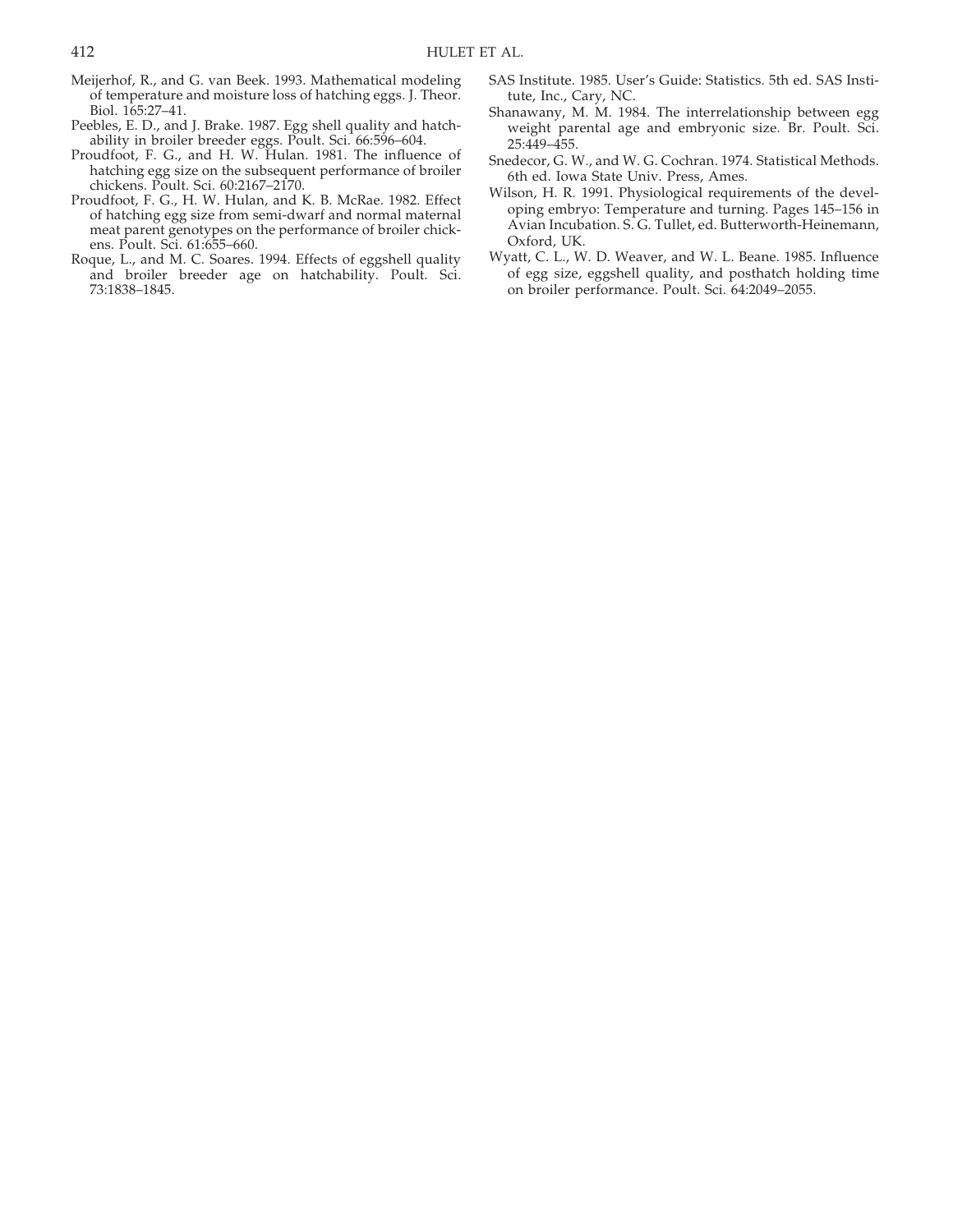Meijerhof, R., and G. van Beek. 1993. Mathematical modeling of temperature and moisture loss of hatching eggs. J. Theor. Biol. 165:27–41.

Peebles, E. D., and J. Brake. 1987. Egg shell quality and hatchability in broiler breeder eggs. Poult. Sci. 66:596–604.

Proudfoot, F. G., and H. W. Hulan. 1981. The influence of hatching egg size on the subsequent performance of broiler chickens. Poult. Sci. 60:2167–2170.

Proudfoot, F. G., H. W. Hulan, and K. B. McRae. 1982. Effect of hatching egg size from semi-dwarf and normal maternal meat parent genotypes on the performance of broiler chickens. Poult. Sci. 61:655–660.

Roque, L., and M. C. Soares. 1994. Effects of eggshell quality and broiler breeder age on hatchability. Poult. Sci. 73:1838–1845.

SAS Institute. 1985. User's Guide: Statistics. 5th ed. SAS Institute, Inc., Cary, NC.

Shanawany, M. M. 1984. The interrelationship between egg weight parental age and embryonic size. Br. Poult. Sci. 25:449–455.

Snedecor, G. W., and W. G. Cochran. 1974. Statistical Methods. 6th ed. Iowa State Univ. Press, Ames.

Wilson, H. R. 1991. Physiological requirements of the developing embryo: Temperature and turning. Pages 145–156 in Avian Incubation. S. G. Tullet, ed. Butterworth-Heinemann, Oxford, UK.

Wyatt, C. L., W. D. Weaver, and W. L. Beane. 1985. Influence of egg size, eggshell quality, and posthatch holding time on broiler performance. Poult. Sci. 64:2049–2055.